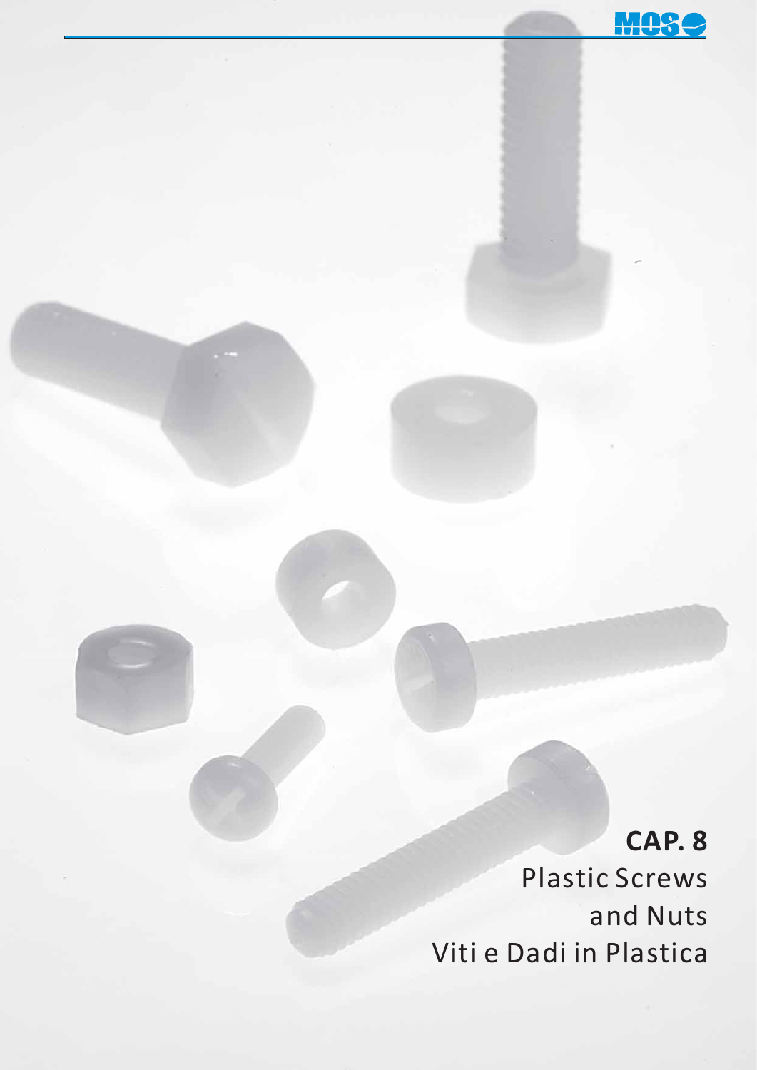# CAP. 8

Plastic Screws and Nuts

Viti e Dadi in Plastica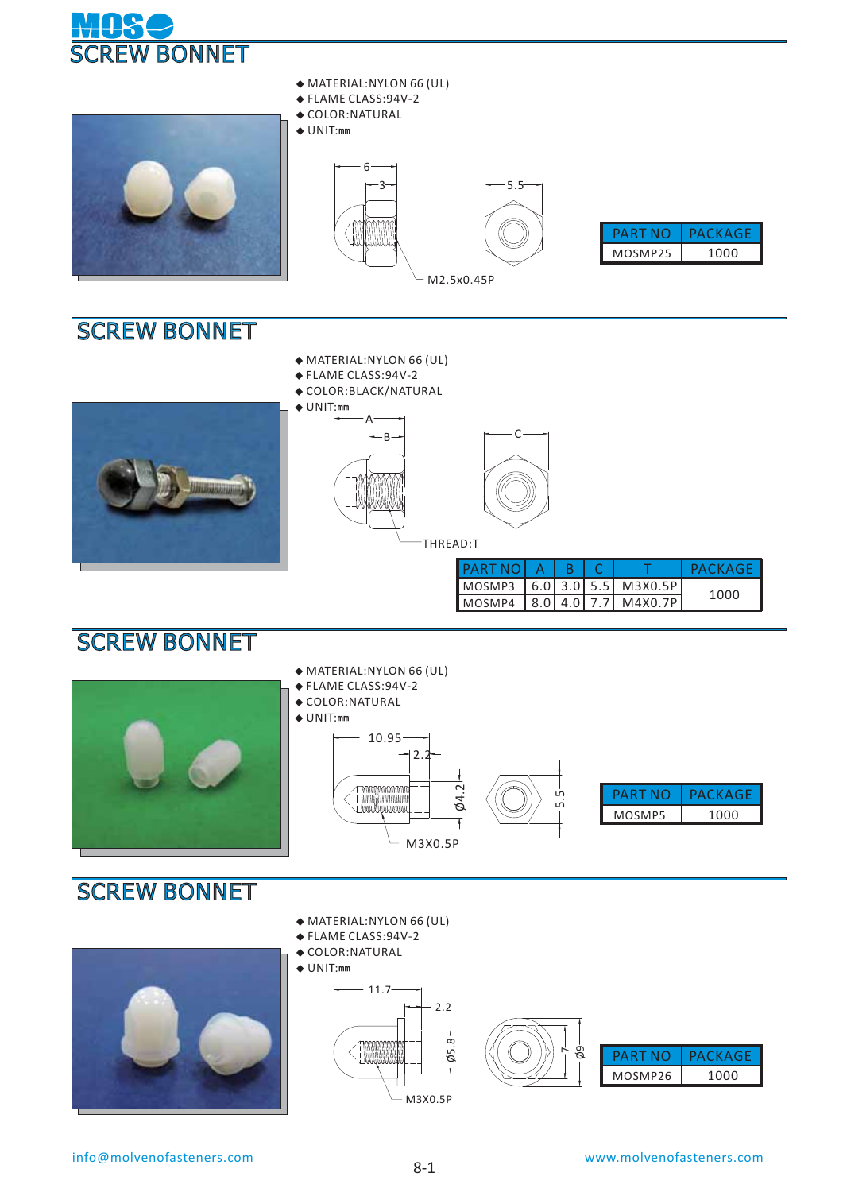# MOS SCREW BONNET

- MATERIAL:NYLON 66 (UL)
- FLAME CLASS:94V-2
- COLOR:NATURAL
- UNIT:mm

6
3
5.5
M2.5x0.45P

| PART NO | PACKAGE |
|---|---|
| MOSMP25 | 1000 |

## SCREW BONNET

- MATERIAL:NYLON 66 (UL)
- FLAME CLASS:94V-2
- COLOR:BLACK/NATURAL
- UNIT:mm

A
B
C
THREAD:T

| PART NO | A | B | C | T | PACKAGE |
|---|---|---|---|---|---|
| MOSMP3 | 6.0 | 3.0 | 5.5 | M3X0.5P | 1000 |
| MOSMP4 | 8.0 | 4.0 | 7.7 | M4X0.7P | |

## SCREW BONNET

- MATERIAL:NYLON 66 (UL)
- FLAME CLASS:94V-2
- COLOR:NATURAL
- UNIT:mm

10.95
2.2
Ø4.2
5.5
M3X0.5P

| PART NO | PACKAGE |
|---|---|
| MOSMP5 | 1000 |

## SCREW BONNET

- MATERIAL:NYLON 66 (UL)
- FLAME CLASS:94V-2
- COLOR:NATURAL
- UNIT:mm

11.7
2.2
Ø5.8
7
Ø9
M3X0.5P

| PART NO | PACKAGE |
|---|---|
| MOSMP26 | 1000 |

info@molvenofasteners.com

www.molvenofasteners.com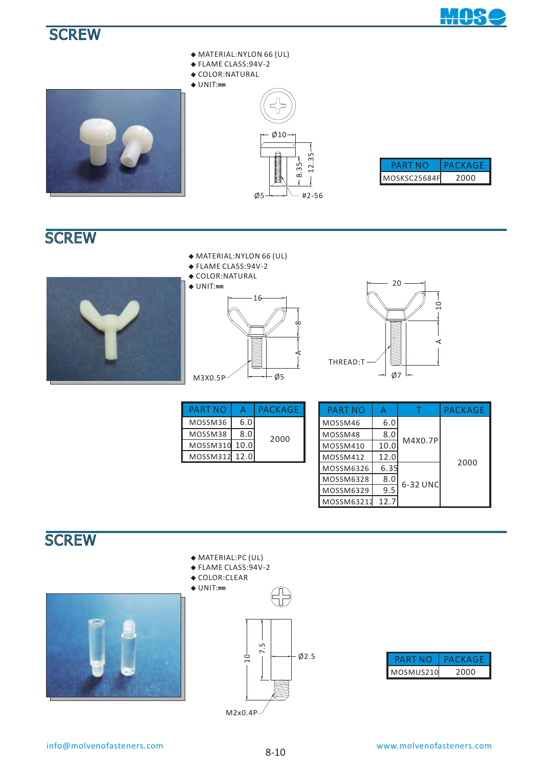## SCREW

- MATERIAL:NYLON 66 (UL)
- FLAME CLASS:94V-2
- COLOR:NATURAL
- UNIT:mm

Ø10, 8.35, 12.35, Ø5, #2-56

| PART NO | PACKAGE |
|---|---|
| MOSKSC25684F | 2000 |

## SCREW

- MATERIAL:NYLON 66 (UL)
- FLAME CLASS:94V-2
- COLOR:NATURAL
- UNIT:mm

16, 8, A, M3X0.5P, Ø5

20, 10, A, THREAD:T, Ø7

| PART NO | A | PACKAGE |
|---|---|---|
| MOSSM36 | 6.0 | 2000 |
| MOSSM38 | 8.0 | |
| MOSSM310 | 10.0 | |
| MOSSM312 | 12.0 | |

| PART NO | A | T | PACKAGE |
|---|---|---|---|
| MOSSM46 | 6.0 | M4X0.7P | 2000 |
| MOSSM48 | 8.0 | | |
| MOSSM410 | 10.0 | | |
| MOSSM412 | 12.0 | | |
| MOSSM6326 | 6.35 | 6-32 UNC | |
| MOSSM6328 | 8.0 | | |
| MOSSM6329 | 9.5 | | |
| MOSSM63212 | 12.7 | | |

## SCREW

- MATERIAL:PC (UL)
- FLAME CLASS:94V-2
- COLOR:CLEAR
- UNIT:mm

10, 7.5, Ø2.5, M2x0.4P

| PART NO | PACKAGE |
|---|---|
| MOSMUS210 | 2000 |

info@molvenofasteners.com

www.molvenofasteners.com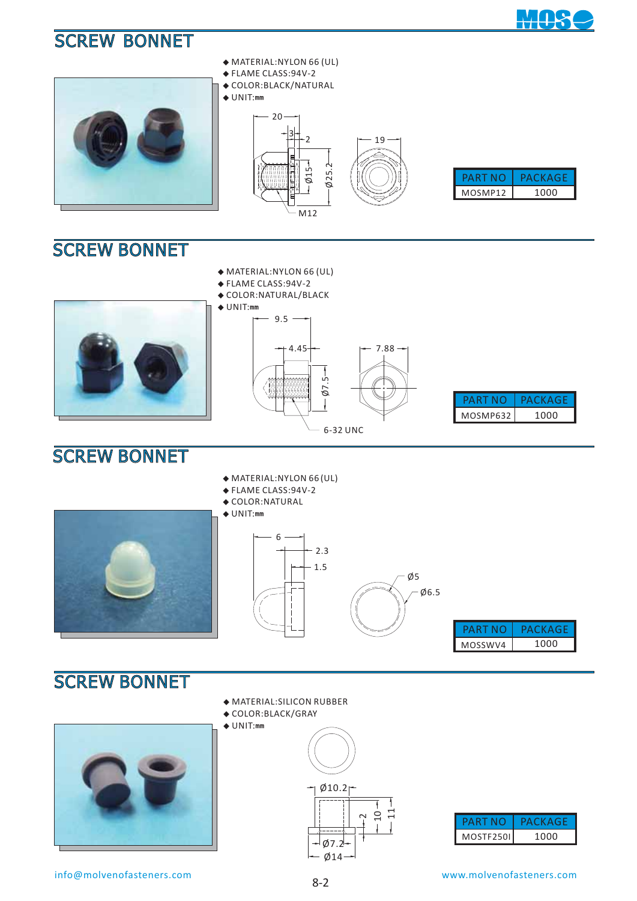## SCREW BONNET

- MATERIAL:NYLON 66 (UL)
- FLAME CLASS:94V-2
- COLOR:BLACK/NATURAL
- UNIT:mm

20, 3, 2, Ø15, Ø25.2, M12, 19

| PART NO | PACKAGE |
| --- | --- |
| MOSMP12 | 1000 |

## SCREW BONNET

- MATERIAL:NYLON 66 (UL)
- FLAME CLASS:94V-2
- COLOR:NATURAL/BLACK
- UNIT:mm

9.5, 4.45, Ø7.5, 7.88, 6-32 UNC

| PART NO | PACKAGE |
| --- | --- |
| MOSMP632 | 1000 |

## SCREW BONNET

- MATERIAL:NYLON 66 (UL)
- FLAME CLASS:94V-2
- COLOR:NATURAL
- UNIT:mm

6, 2.3, 1.5, Ø5, Ø6.5

| PART NO | PACKAGE |
| --- | --- |
| MOSSWV4 | 1000 |

## SCREW BONNET

- MATERIAL:SILICON RUBBER
- COLOR:BLACK/GRAY
- UNIT:mm

Ø10.2, 2, 10, 11, Ø7.2, Ø14

| PART NO | PACKAGE |
| --- | --- |
| MOSTF250I | 1000 |

info@molvenofasteners.com

www.molvenofasteners.com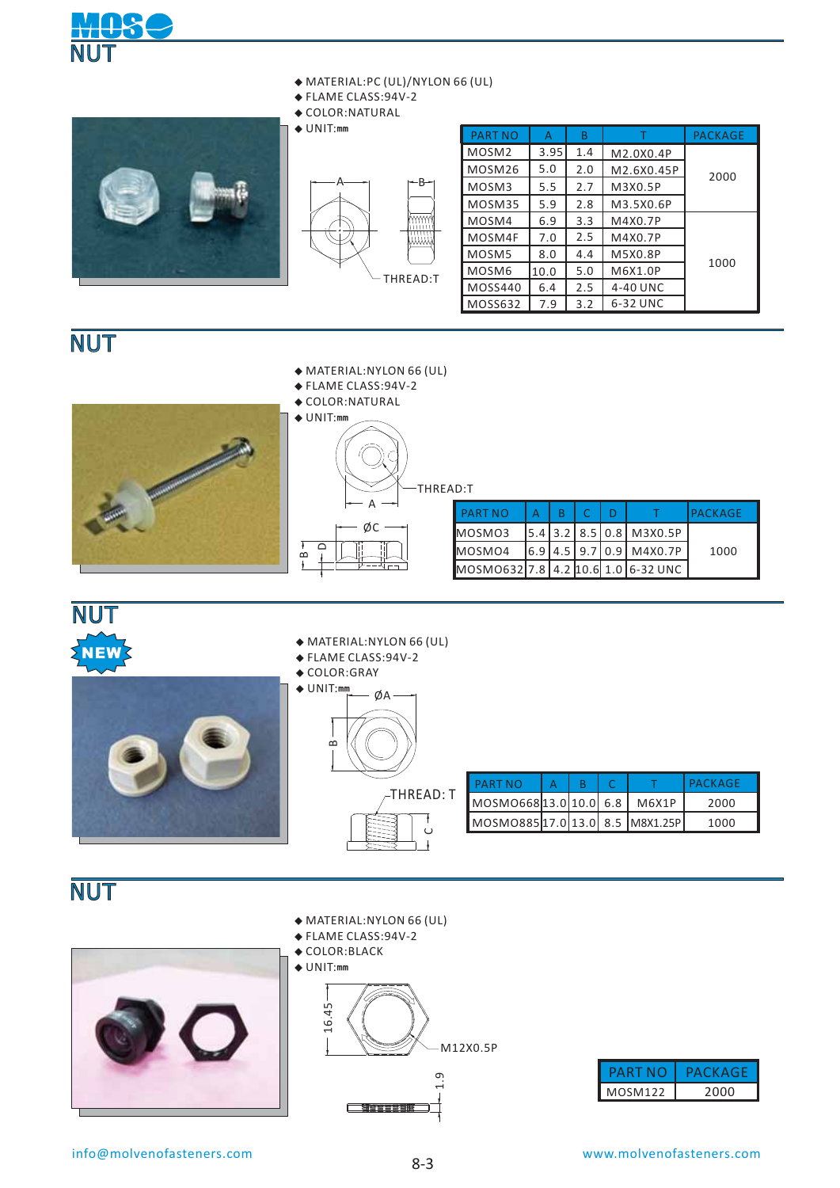# NUT

- MATERIAL:PC (UL)/NYLON 66 (UL)
- FLAME CLASS:94V-2
- COLOR:NATURAL
- UNIT:mm

A B THREAD:T

| PART NO | A | B | T | PACKAGE |
|---|---|---|---|---|
| MOSM2 | 3.95 | 1.4 | M2.0X0.4P | 2000 |
| MOSM26 | 5.0 | 2.0 | M2.6X0.45P | |
| MOSM3 | 5.5 | 2.7 | M3X0.5P | |
| MOSM35 | 5.9 | 2.8 | M3.5X0.6P | |
| MOSM4 | 6.9 | 3.3 | M4X0.7P | 1000 |
| MOSM4F | 7.0 | 2.5 | M4X0.7P | |
| MOSM5 | 8.0 | 4.4 | M5X0.8P | |
| MOSM6 | 10.0 | 5.0 | M6X1.0P | |
| MOSS440 | 6.4 | 2.5 | 4-40 UNC | |
| MOSS632 | 7.9 | 3.2 | 6-32 UNC | |

# NUT

- MATERIAL:NYLON 66 (UL)
- FLAME CLASS:94V-2
- COLOR:NATURAL
- UNIT:mm

THREAD:T A ØC B D

| PART NO | A | B | C | D | T | PACKAGE |
|---|---|---|---|---|---|---|
| MOSMO3 | 5.4 | 3.2 | 8.5 | 0.8 | M3X0.5P | 1000 |
| MOSMO4 | 6.9 | 4.5 | 9.7 | 0.9 | M4X0.7P | |
| MOSMO632 | 7.8 | 4.2 | 10.6 | 1.0 | 6-32 UNC | |

# NUT

NEW

- MATERIAL:NYLON 66 (UL)
- FLAME CLASS:94V-2
- COLOR:GRAY
- UNIT:mm

ØA B THREAD: T C

| PART NO | A | B | C | T | PACKAGE |
|---|---|---|---|---|---|
| MOSMO668 | 13.0 | 10.0 | 6.8 | M6X1P | 2000 |
| MOSMO885 | 17.0 | 13.0 | 8.5 | M8X1.25P | 1000 |

# NUT

- MATERIAL:NYLON 66 (UL)
- FLAME CLASS:94V-2
- COLOR:BLACK
- UNIT:mm

16.45 M12X0.5P 1.9

| PART NO | PACKAGE |
|---|---|
| MOSM122 | 2000 |

info@molvenofasteners.com

www.molvenofasteners.com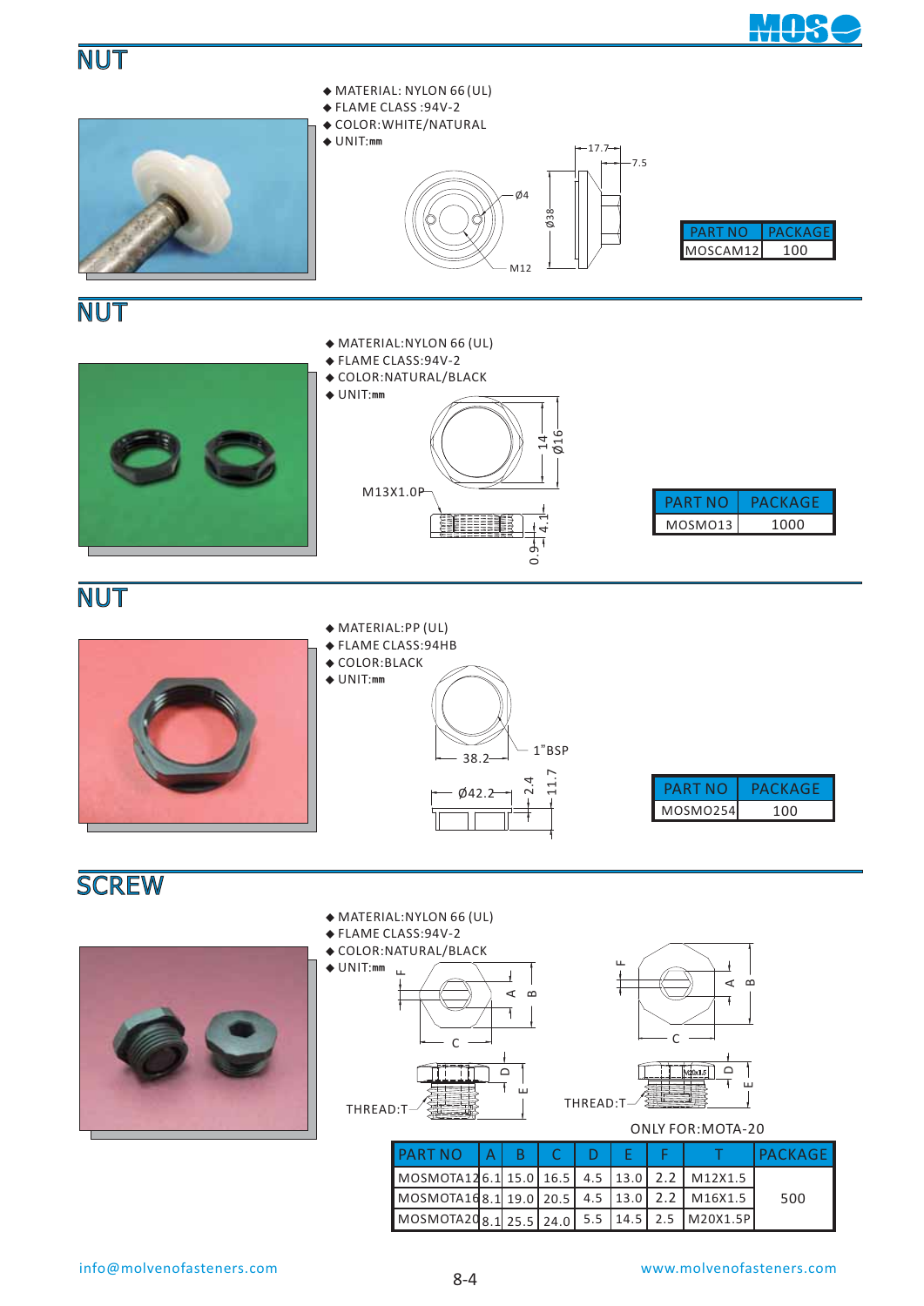## NUT

- MATERIAL: NYLON 66 (UL)
- FLAME CLASS :94V-2
- COLOR:WHITE/NATURAL
- UNIT:mm

| PART NO | PACKAGE |
|---|---|
| MOSCAM12 | 100 |

## NUT

- MATERIAL:NYLON 66 (UL)
- FLAME CLASS:94V-2
- COLOR:NATURAL/BLACK
- UNIT:mm

| PART NO | PACKAGE |
|---|---|
| MOSMO13 | 1000 |

## NUT

- MATERIAL:PP (UL)
- FLAME CLASS:94HB
- COLOR:BLACK
- UNIT:mm

| PART NO | PACKAGE |
|---|---|
| MOSMO254 | 100 |

## SCREW

- MATERIAL:NYLON 66 (UL)
- FLAME CLASS:94V-2
- COLOR:NATURAL/BLACK
- UNIT:mm

ONLY FOR:MOTA-20

| PART NO | A | B | C | D | E | F | T | PACKAGE |
|---|---|---|---|---|---|---|---|---|
| MOSMOTA12 | 6.1 | 15.0 | 16.5 | 4.5 | 13.0 | 2.2 | M12X1.5 | 500 |
| MOSMOTA16 | 8.1 | 19.0 | 20.5 | 4.5 | 13.0 | 2.2 | M16X1.5 | |
| MOSMOTA20 | 8.1 | 25.5 | 24.0 | 5.5 | 14.5 | 2.5 | M20X1.5P | |

info@molvenofasteners.com

www.molvenofasteners.com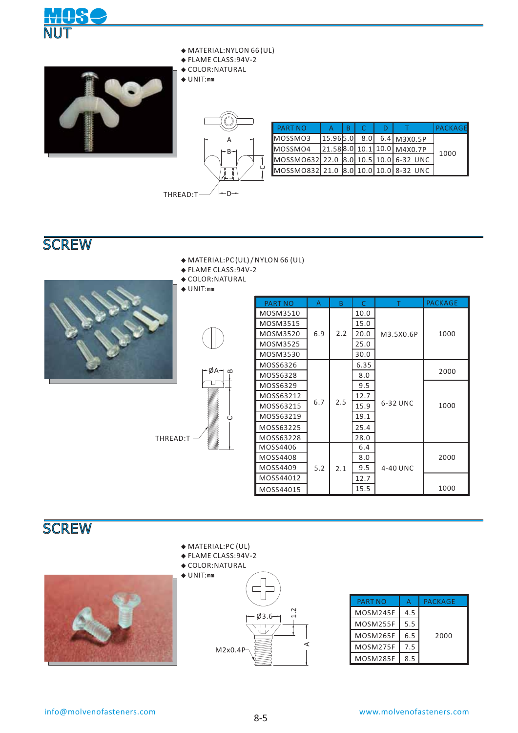# NUT

- MATERIAL:NYLON 66 (UL)
- FLAME CLASS:94V-2
- COLOR:NATURAL
- UNIT:mm

THREAD:T

| PART NO | A | B | C | D | T | PACKAGE |
|---|---|---|---|---|---|---|
| MOSSMO3 | 15.96 | 5.0 | 8.0 | 6.4 | M3X0.5P | 1000 |
| MOSSMO4 | 21.58 | 8.0 | 10.1 | 10.0 | M4X0.7P | |
| MOSSMO632 | 22.0 | 8.0 | 10.5 | 10.0 | 6-32 UNC | |
| MOSSMO832 | 21.0 | 8.0 | 10.0 | 10.0 | 8-32 UNC | |

# SCREW

- MATERIAL:PC (UL) / NYLON 66 (UL)
- FLAME CLASS:94V-2
- COLOR:NATURAL
- UNIT:mm

THREAD:T

| PART NO | A | B | C | T | PACKAGE |
|---|---|---|---|---|---|
| MOSM3510 | 6.9 | 2.2 | 10.0 | M3.5X0.6P | 1000 |
| MOSM3515 | | | 15.0 | | |
| MOSM3520 | | | 20.0 | | |
| MOSM3525 | | | 25.0 | | |
| MOSM3530 | | | 30.0 | | |
| MOSS6326 | 6.7 | 2.5 | 6.35 | 6-32 UNC | 2000 |
| MOSS6328 | | | 8.0 | | |
| MOSS6329 | | | 9.5 | | 1000 |
| MOSS63212 | | | 12.7 | | |
| MOSS63215 | | | 15.9 | | |
| MOSS63219 | | | 19.1 | | |
| MOSS63225 | | | 25.4 | | |
| MOSS63228 | | | 28.0 | | |
| MOSS4406 | 5.2 | 2.1 | 6.4 | 4-40 UNC | 2000 |
| MOSS4408 | | | 8.0 | | |
| MOSS4409 | | | 9.5 | | |
| MOSS44012 | | | 12.7 | | 1000 |
| MOSS44015 | | | 15.5 | | |

# SCREW

- MATERIAL:PC (UL)
- FLAME CLASS:94V-2
- COLOR:NATURAL
- UNIT:mm

Ø3.6, 1.2, M2x0.4P, A

| PART NO | A | PACKAGE |
|---|---|---|
| MOSM245F | 4.5 | 2000 |
| MOSM255F | 5.5 | |
| MOSM265F | 6.5 | |
| MOSM275F | 7.5 | |
| MOSM285F | 8.5 | |

info@molvenofasteners.com www.molvenofasteners.com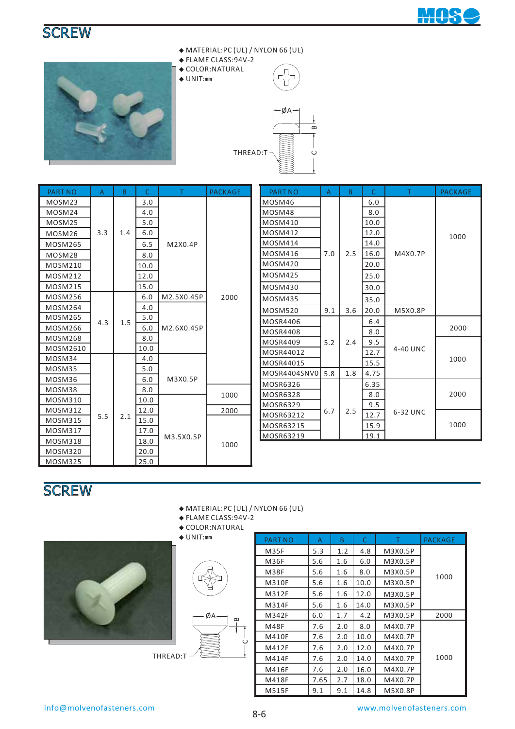## SCREW

- ◆ MATERIAL:PC (UL) / NYLON 66 (UL)
- ◆ FLAME CLASS:94V-2
- ◆ COLOR:NATURAL
- ◆ UNIT:㎜

ØA, B, C, THREAD:T

| PART NO | A | B | C | T | PACKAGE |
|---|---|---|---|---|---|
| MOSM23 | 3.3 | 1.4 | 3.0 | M2X0.4P | 2000 |
| MOSM24 | | | 4.0 | | |
| MOSM25 | | | 5.0 | | |
| MOSM26 | | | 6.0 | | |
| MOSM265 | | | 6.5 | | |
| MOSM28 | | | 8.0 | | |
| MOSM210 | | | 10.0 | | |
| MOSM212 | | | 12.0 | | |
| MOSM215 | | | 15.0 | | |
| MOSM256 | 4.3 | 1.5 | 6.0 | M2.5X0.45P | |
| MOSM264 | | | 4.0 | M2.6X0.45P | |
| MOSM265 | | | 5.0 | | |
| MOSM266 | | | 6.0 | | |
| MOSM268 | | | 8.0 | | |
| MOSM2610 | | | 10.0 | | |
| MOSM34 | 5.5 | 2.1 | 4.0 | M3X0.5P | |
| MOSM35 | | | 5.0 | | |
| MOSM36 | | | 6.0 | | |
| MOSM38 | | | 8.0 | | |
| MOSM310 | | | 10.0 | M3.5X0.5P | 1000 |
| MOSM312 | | | 12.0 | | 2000 |
| MOSM315 | | | 15.0 | | 1000 |
| MOSM317 | | | 17.0 | | |
| MOSM318 | | | 18.0 | | |
| MOSM320 | | | 20.0 | | |
| MOSM325 | | | 25.0 | | |

| PART NO | A | B | C | T | PACKAGE |
|---|---|---|---|---|---|
| MOSM46 | 7.0 | 2.5 | 6.0 | M4X0.7P | 1000 |
| MOSM48 | | | 8.0 | | |
| MOSM410 | | | 10.0 | | |
| MOSM412 | | | 12.0 | | |
| MOSM414 | | | 14.0 | | |
| MOSM416 | | | 16.0 | | |
| MOSM420 | | | 20.0 | | |
| MOSM425 | | | 25.0 | | |
| MOSM430 | | | 30.0 | | |
| MOSM435 | | | 35.0 | | |
| MOSM520 | 9.1 | 3.6 | 20.0 | M5X0.8P | |
| MOSR4406 | 5.2 | 2.4 | 6.4 | 4-40 UNC | 2000 |
| MOSR4408 | | | 8.0 | | |
| MOSR4409 | | | 9.5 | | 1000 |
| MOSR44012 | | | 12.7 | | |
| MOSR44015 | | | 15.5 | | |
| MOSR4404SNV0 | 5.8 | 1.8 | 4.75 | | |
| MOSR6326 | 6.7 | 2.5 | 6.35 | 6-32 UNC | 2000 |
| MOSR6328 | | | 8.0 | | |
| MOSR6329 | | | 9.5 | | |
| MOSR63212 | | | 12.7 | | 1000 |
| MOSR63215 | | | 15.9 | | |
| MOSR63219 | | | 19.1 | | |

## SCREW

- ◆ MATERIAL:PC (UL) / NYLON 66 (UL)
- ◆ FLAME CLASS:94V-2
- ◆ COLOR:NATURAL
- ◆ UNIT:㎜

ØA, B, C, THREAD:T

| PART NO | A | B | C | T | PACKAGE |
|---|---|---|---|---|---|
| M35F | 5.3 | 1.2 | 4.8 | M3X0.5P | 1000 |
| M36F | 5.6 | 1.6 | 6.0 | M3X0.5P | |
| M38F | 5.6 | 1.6 | 8.0 | M3X0.5P | |
| M310F | 5.6 | 1.6 | 10.0 | M3X0.5P | |
| M312F | 5.6 | 1.6 | 12.0 | M3X0.5P | |
| M314F | 5.6 | 1.6 | 14.0 | M3X0.5P | |
| M342F | 6.0 | 1.7 | 4.2 | M3X0.5P | 2000 |
| M48F | 7.6 | 2.0 | 8.0 | M4X0.7P | 1000 |
| M410F | 7.6 | 2.0 | 10.0 | M4X0.7P | |
| M412F | 7.6 | 2.0 | 12.0 | M4X0.7P | |
| M414F | 7.6 | 2.0 | 14.0 | M4X0.7P | |
| M416F | 7.6 | 2.0 | 16.0 | M4X0.7P | |
| M418F | 7.65 | 2.7 | 18.0 | M4X0.7P | |
| M515F | 9.1 | 9.1 | 14.8 | M5X0.8P | |

info@molvenofasteners.com www.molvenofasteners.com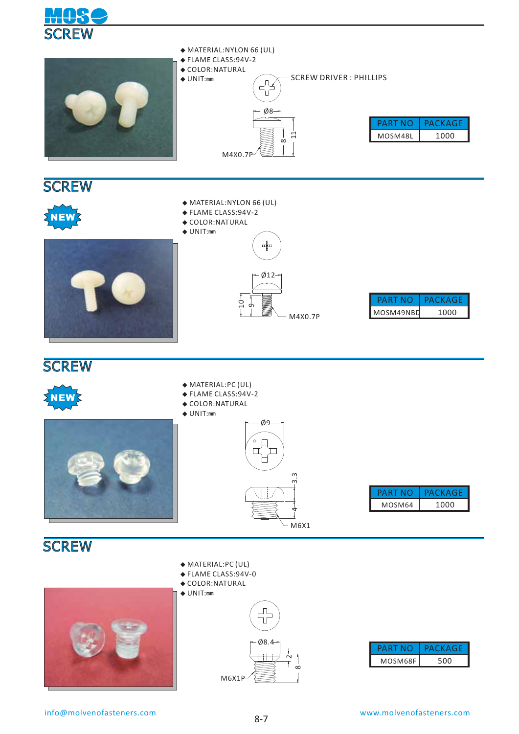# SCREW

- MATERIAL:NYLON 66 (UL)
- FLAME CLASS:94V-2
- COLOR:NATURAL
- UNIT:mm

SCREW DRIVER : PHILLIPS

Ø8

11

8

M4X0.7P

| PART NO | PACKAGE |
|---|---|
| MOSM48L | 1000 |

# SCREW

NEW

- MATERIAL:NYLON 66 (UL)
- FLAME CLASS:94V-2
- COLOR:NATURAL
- UNIT:mm

Ø12

10

9

M4X0.7P

| PART NO | PACKAGE |
|---|---|
| MOSM49NBD | 1000 |

# SCREW

NEW

- MATERIAL:PC (UL)
- FLAME CLASS:94V-2
- COLOR:NATURAL
- UNIT:mm

Ø9

3.3

4

M6X1

| PART NO | PACKAGE |
|---|---|
| MOSM64 | 1000 |

# SCREW

- MATERIAL:PC (UL)
- FLAME CLASS:94V-0
- COLOR:NATURAL
- UNIT:mm

Ø8.4

2

8

M6X1P

| PART NO | PACKAGE |
|---|---|
| MOSM68F | 500 |

info@molvenofasteners.com

www.molvenofasteners.com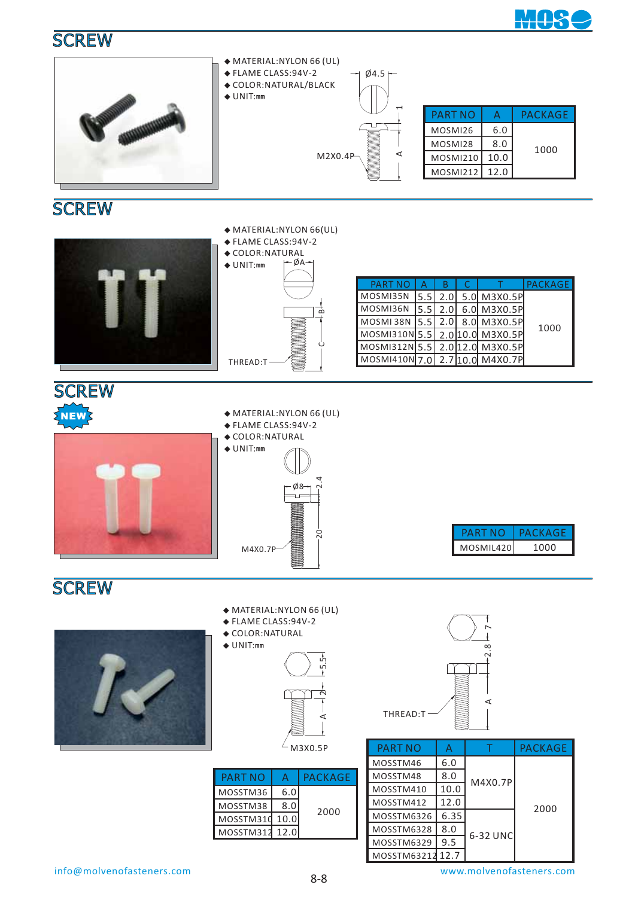## SCREW

- MATERIAL:NYLON 66 (UL)
- FLAME CLASS:94V-2
- COLOR:NATURAL/BLACK
- UNIT:mm

Ø4.5

1

A

M2X0.4P

| PART NO | A | PACKAGE |
|---|---|---|
| MOSMI26 | 6.0 | 1000 |
| MOSMI28 | 8.0 | |
| MOSMI210 | 10.0 | |
| MOSMI212 | 12.0 | |

## SCREW

- MATERIAL:NYLON 66(UL)
- FLAME CLASS:94V-2
- COLOR:NATURAL
- UNIT:mm

ØA

B

C

THREAD:T

| PART NO | A | B | C | T | PACKAGE |
|---|---|---|---|---|---|
| MOSMI35N | 5.5 | 2.0 | 5.0 | M3X0.5P | 1000 |
| MOSMI36N | 5.5 | 2.0 | 6.0 | M3X0.5P | |
| MOSMI 38N | 5.5 | 2.0 | 8.0 | M3X0.5P | |
| MOSMI310N | 5.5 | 2.0 | 10.0 | M3X0.5P | |
| MOSMI312N | 5.5 | 2.0 | 12.0 | M3X0.5P | |
| MOSMI410N | 7.0 | 2.7 | 10.0 | M4X0.7P | |

## SCREW

NEW

- MATERIAL:NYLON 66 (UL)
- FLAME CLASS:94V-2
- COLOR:NATURAL
- UNIT:mm

Ø8

2.4

20

M4X0.7P

| PART NO | PACKAGE |
|---|---|
| MOSMIL420 | 1000 |

## SCREW

- MATERIAL:NYLON 66 (UL)
- FLAME CLASS:94V-2
- COLOR:NATURAL
- UNIT:mm

5.5

2

A

M3X0.5P

7

2.8

A

THREAD:T

| PART NO | A | PACKAGE |
|---|---|---|
| MOSSTM36 | 6.0 | 2000 |
| MOSSTM38 | 8.0 | |
| MOSSTM310 | 10.0 | |
| MOSSTM312 | 12.0 | |

| PART NO | A | T | PACKAGE |
|---|---|---|---|
| MOSSTM46 | 6.0 | M4X0.7P | 2000 |
| MOSSTM48 | 8.0 | | |
| MOSSTM410 | 10.0 | | |
| MOSSTM412 | 12.0 | | |
| MOSSTM6326 | 6.35 | 6-32 UNC | |
| MOSSTM6328 | 8.0 | | |
| MOSSTM6329 | 9.5 | | |
| MOSSTM63212 | 12.7 | | |

info@molvenofasteners.com

www.molvenofasteners.com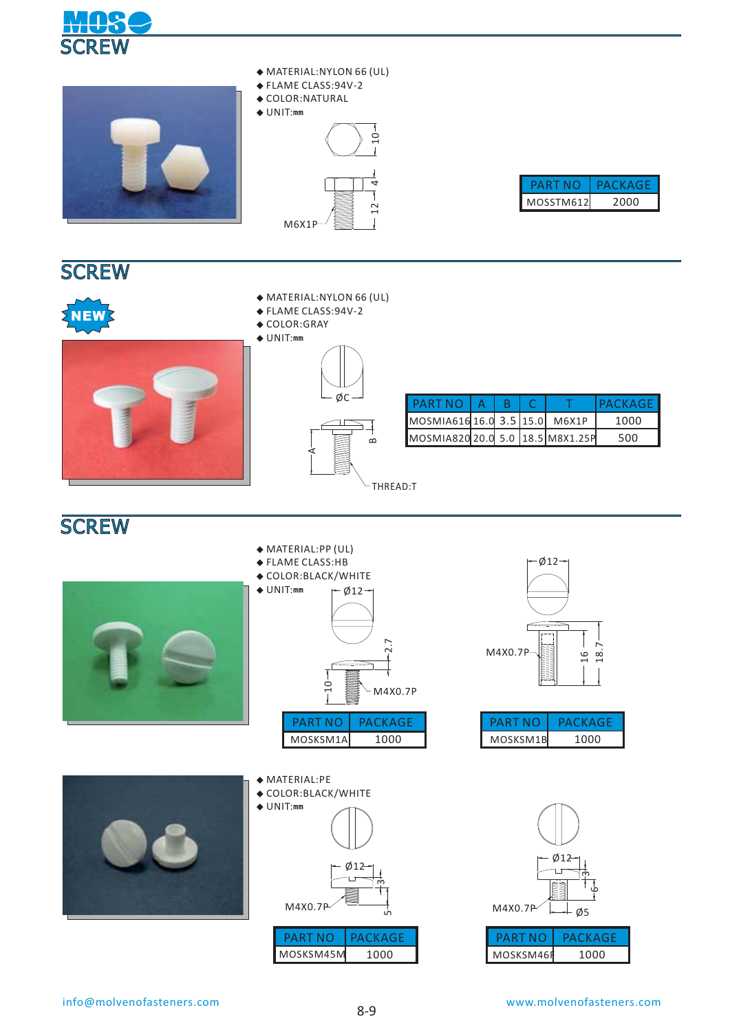# MOS SCREW

- MATERIAL:NYLON 66 (UL)
- FLAME CLASS:94V-2
- COLOR:NATURAL
- UNIT:mm

10

4

12

M6X1P

| PART NO | PACKAGE |
|---|---|
| MOSSTM612 | 2000 |

## SCREW

NEW

- MATERIAL:NYLON 66 (UL)
- FLAME CLASS:94V-2
- COLOR:GRAY
- UNIT:mm

ØC

A

B

THREAD:T

| PART NO | A | B | C | T | PACKAGE |
|---|---|---|---|---|---|
| MOSMIA616 | 16.0 | 3.5 | 15.0 | M6X1P | 1000 |
| MOSMIA820 | 20.0 | 5.0 | 18.5 | M8X1.25P | 500 |

## SCREW

- MATERIAL:PP (UL)
- FLAME CLASS:HB
- COLOR:BLACK/WHITE
- UNIT:mm

Ø12

2.7

10

M4X0.7P

| PART NO | PACKAGE |
|---|---|
| MOSKSM1A | 1000 |

Ø12

M4X0.7P

16

18.7

| PART NO | PACKAGE |
|---|---|
| MOSKSM1B | 1000 |

- MATERIAL:PE
- COLOR:BLACK/WHITE
- UNIT:mm

Ø12

3

M4X0.7P

5

| PART NO | PACKAGE |
|---|---|
| MOSKSM45M | 1000 |

Ø12

3

6

M4X0.7P

Ø5

| PART NO | PACKAGE |
|---|---|
| MOSKSM46P | 1000 |

info@molvenofasteners.com

www.molvenofasteners.com